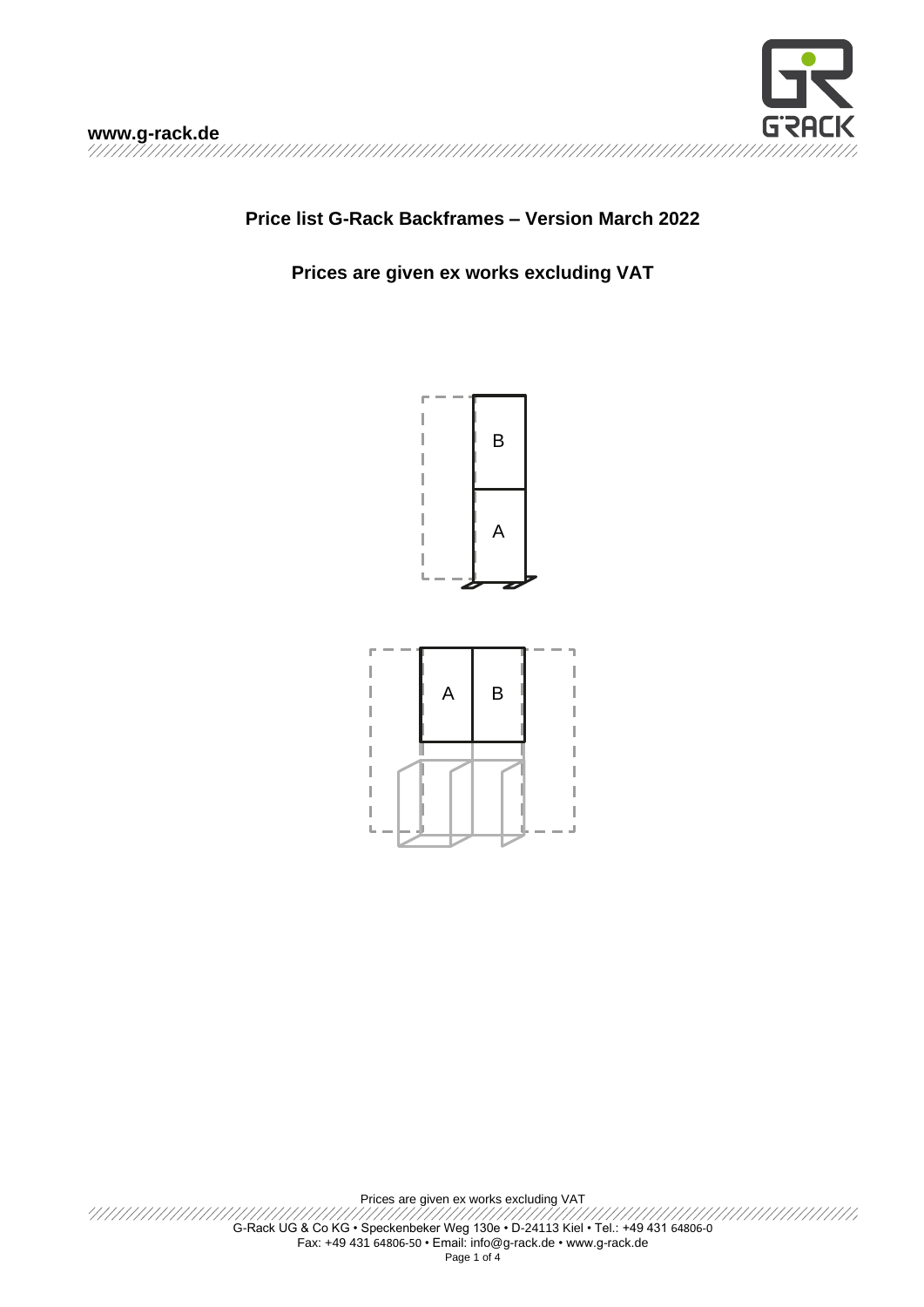# Price list G-Rack Backframes – Version March 2022

## Prices are given ex works excluding VAT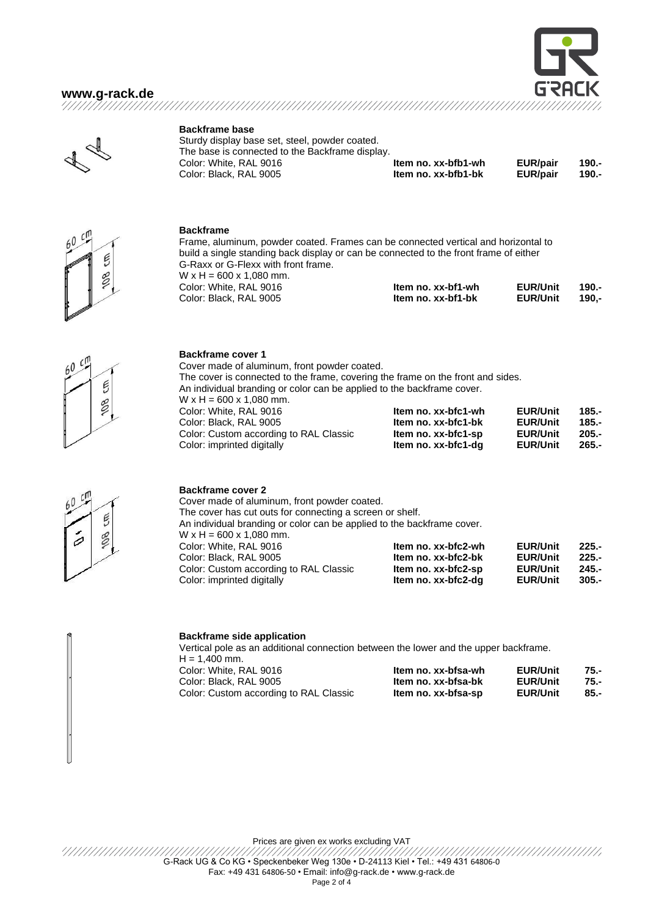### Backframe base

Sturdy display base set, steel, powder coated.
The base is connected to the Backframe display.

| Color | Item no. | Unit | Price |
|---|---|---|---|
| Color: White, RAL 9016 | **Item no. xx-bfb1-wh** | **EUR/pair** | **190.-** |
| Color: Black, RAL 9005 | **Item no. xx-bfb1-bk** | **EUR/pair** | **190.-** |

### Backframe

Frame, aluminum, powder coated. Frames can be connected vertical and horizontal to build a single standing back display or can be connected to the front frame of either G-Raxx or G-Flexx with front frame.
W x H = 600 x 1,080 mm.

| Color | Item no. | Unit | Price |
|---|---|---|---|
| Color: White, RAL 9016 | **Item no. xx-bf1-wh** | **EUR/Unit** | **190.-** |
| Color: Black, RAL 9005 | **Item no. xx-bf1-bk** | **EUR/Unit** | **190,-** |

### Backframe cover 1

Cover made of aluminum, front powder coated.
The cover is connected to the frame, covering the frame on the front and sides.
An individual branding or color can be applied to the backframe cover.
W x H = 600 x 1,080 mm.

| Color | Item no. | Unit | Price |
|---|---|---|---|
| Color: White, RAL 9016 | **Item no. xx-bfc1-wh** | **EUR/Unit** | **185.-** |
| Color: Black, RAL 9005 | **Item no. xx-bfc1-bk** | **EUR/Unit** | **185.-** |
| Color: Custom according to RAL Classic | **Item no. xx-bfc1-sp** | **EUR/Unit** | **205.-** |
| Color: imprinted digitally | **Item no. xx-bfc1-dg** | **EUR/Unit** | **265.-** |

### Backframe cover 2

Cover made of aluminum, front powder coated.
The cover has cut outs for connecting a screen or shelf.
An individual branding or color can be applied to the backframe cover.
W x H = 600 x 1,080 mm.

| Color | Item no. | Unit | Price |
|---|---|---|---|
| Color: White, RAL 9016 | **Item no. xx-bfc2-wh** | **EUR/Unit** | **225.-** |
| Color: Black, RAL 9005 | **Item no. xx-bfc2-bk** | **EUR/Unit** | **225.-** |
| Color: Custom according to RAL Classic | **Item no. xx-bfc2-sp** | **EUR/Unit** | **245.-** |
| Color: imprinted digitally | **Item no. xx-bfc2-dg** | **EUR/Unit** | **305.-** |

### Backframe side application

Vertical pole as an additional connection between the lower and the upper backframe.
H = 1,400 mm.

| Color | Item no. | Unit | Price |
|---|---|---|---|
| Color: White, RAL 9016 | **Item no. xx-bfsa-wh** | **EUR/Unit** | **75.-** |
| Color: Black, RAL 9005 | **Item no. xx-bfsa-bk** | **EUR/Unit** | **75.-** |
| Color: Custom according to RAL Classic | **Item no. xx-bfsa-sp** | **EUR/Unit** | **85.-** |

Prices are given ex works excluding VAT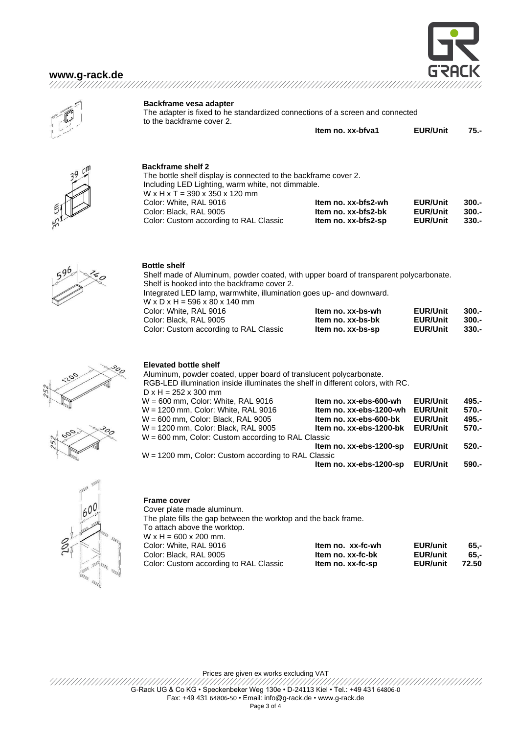### Backframe vesa adapter

The adapter is fixed to he standardized connections of a screen and connected to the backframe cover 2.

| | Item no. | | Price |
|---|---|---|---|
| | **Item no. xx-bfva1** | **EUR/Unit** | **75.-** |

### Backframe shelf 2

The bottle shelf display is connected to the backframe cover 2.
Including LED Lighting, warm white, not dimmable.
W x H x T = 390 x 350 x 120 mm

| | Item no. | | Price |
|---|---|---|---|
| Color: White, RAL 9016 | **Item no. xx-bfs2-wh** | **EUR/Unit** | **300.-** |
| Color: Black, RAL 9005 | **Item no. xx-bfs2-bk** | **EUR/Unit** | **300.-** |
| Color: Custom according to RAL Classic | **Item no. xx-bfs2-sp** | **EUR/Unit** | **330.-** |

### Bottle shelf

Shelf made of Aluminum, powder coated, with upper board of transparent polycarbonate.
Shelf is hooked into the backframe cover 2.
Integrated LED lamp, warmwhite, illumination goes up- and downward.
W x D x H = 596 x 80 x 140 mm

| | Item no. | | Price |
|---|---|---|---|
| Color: White, RAL 9016 | **Item no. xx-bs-wh** | **EUR/Unit** | **300.-** |
| Color: Black, RAL 9005 | **Item no. xx-bs-bk** | **EUR/Unit** | **300.-** |
| Color: Custom according to RAL Classic | **Item no. xx-bs-sp** | **EUR/Unit** | **330.-** |

### Elevated bottle shelf

Aluminum, powder coated, upper board of translucent polycarbonate.
RGB-LED illumination inside illuminates the shelf in different colors, with RC.
D x H = 252 x 300 mm

| | Item no. | | Price |
|---|---|---|---|
| W = 600 mm, Color: White, RAL 9016 | **Item no. xx-ebs-600-wh** | **EUR/Unit** | **495.-** |
| W = 1200 mm, Color: White, RAL 9016 | **Item no. xx-ebs-1200-wh** | **EUR/Unit** | **570.-** |
| W = 600 mm, Color: Black, RAL 9005 | **Item no. xx-ebs-600-bk** | **EUR/Unit** | **495.-** |
| W = 1200 mm, Color: Black, RAL 9005 | **Item no. xx-ebs-1200-bk** | **EUR/Unit** | **570.-** |
| W = 600 mm, Color: Custom according to RAL Classic | **Item no. xx-ebs-1200-sp** | **EUR/Unit** | **520.-** |
| W = 1200 mm, Color: Custom according to RAL Classic | **Item no. xx-ebs-1200-sp** | **EUR/Unit** | **590.-** |

### Frame cover

Cover plate made aluminum.
The plate fills the gap between the worktop and the back frame.
To attach above the worktop.
W x H = 600 x 200 mm.

| | Item no. | | Price |
|---|---|---|---|
| Color: White, RAL 9016 | **Item no. xx-fc-wh** | **EUR/unit** | **65,-** |
| Color: Black, RAL 9005 | **Item no. xx-fc-bk** | **EUR/unit** | **65,-** |
| Color: Custom according to RAL Classic | **Item no. xx-fc-sp** | **EUR/unit** | **72.50** |

Prices are given ex works excluding VAT

G-Rack UG & Co KG • Speckenbeker Weg 130e • D-24113 Kiel • Tel.: +49 431 64806-0
Fax: +49 431 64806-50 • Email: info@g-rack.de • www.g-rack.de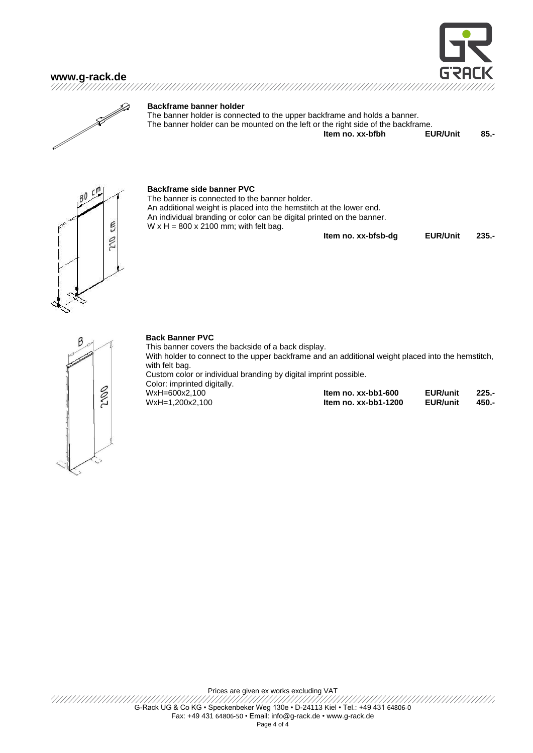### Backframe banner holder

The banner holder is connected to the upper backframe and holds a banner.
The banner holder can be mounted on the left or the right side of the backframe.

| | | |
|---|---|---|
| **Item no. xx-bfbh** | **EUR/Unit** | **85.-** |

### Backframe side banner PVC

The banner is connected to the banner holder.
An additional weight is placed into the hemstitch at the lower end.
An individual branding or color can be digital printed on the banner.
W x H = 800 x 2100 mm; with felt bag.

| | | |
|---|---|---|
| **Item no. xx-bfsb-dg** | **EUR/Unit** | **235.-** |

### Back Banner PVC

This banner covers the backside of a back display.
With holder to connect to the upper backframe and an additional weight placed into the hemstitch, with felt bag.
Custom color or individual branding by digital imprint possible.
Color: imprinted digitally.

| | | | |
|---|---|---|---|
| WxH=600x2,100 | **Item no. xx-bb1-600** | **EUR/unit** | **225.-** |
| WxH=1,200x2,100 | **Item no. xx-bb1-1200** | **EUR/unit** | **450.-** |

Prices are given ex works excluding VAT

G-Rack UG & Co KG • Speckenbeker Weg 130e • D-24113 Kiel • Tel.: +49 431 64806-0
Fax: +49 431 64806-50 • Email: info@g-rack.de • www.g-rack.de